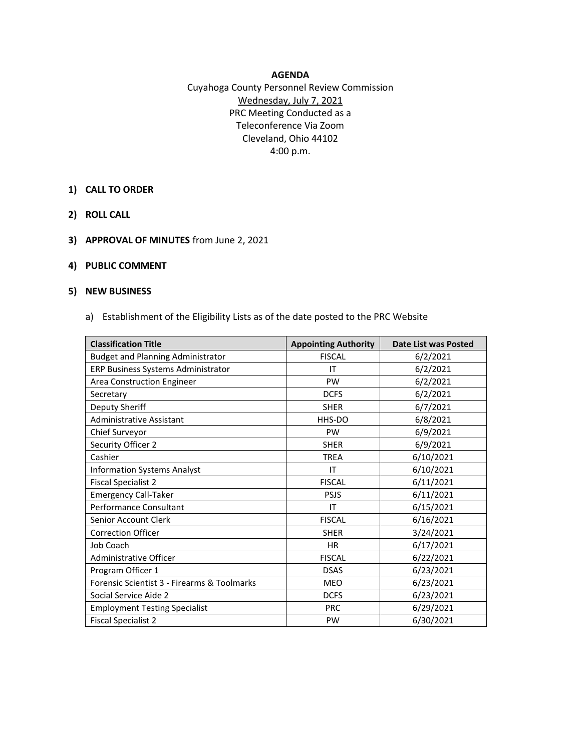**AGENDA**

Cuyahoga County Personnel Review Commission
Wednesday, July 7, 2021
PRC Meeting Conducted as a
Teleconference Via Zoom
Cleveland, Ohio 44102
4:00 p.m.

1) **CALL TO ORDER**

2) **ROLL CALL**

3) **APPROVAL OF MINUTES** from June 2, 2021

4) **PUBLIC COMMENT**

5) **NEW BUSINESS**

   a) Establishment of the Eligibility Lists as of the date posted to the PRC Website

| Classification Title | Appointing Authority | Date List was Posted |
|---|---|---|
| Budget and Planning Administrator | FISCAL | 6/2/2021 |
| ERP Business Systems Administrator | IT | 6/2/2021 |
| Area Construction Engineer | PW | 6/2/2021 |
| Secretary | DCFS | 6/2/2021 |
| Deputy Sheriff | SHER | 6/7/2021 |
| Administrative Assistant | HHS-DO | 6/8/2021 |
| Chief Surveyor | PW | 6/9/2021 |
| Security Officer 2 | SHER | 6/9/2021 |
| Cashier | TREA | 6/10/2021 |
| Information Systems Analyst | IT | 6/10/2021 |
| Fiscal Specialist 2 | FISCAL | 6/11/2021 |
| Emergency Call-Taker | PSJS | 6/11/2021 |
| Performance Consultant | IT | 6/15/2021 |
| Senior Account Clerk | FISCAL | 6/16/2021 |
| Correction Officer | SHER | 3/24/2021 |
| Job Coach | HR | 6/17/2021 |
| Administrative Officer | FISCAL | 6/22/2021 |
| Program Officer 1 | DSAS | 6/23/2021 |
| Forensic Scientist 3 - Firearms & Toolmarks | MEO | 6/23/2021 |
| Social Service Aide 2 | DCFS | 6/23/2021 |
| Employment Testing Specialist | PRC | 6/29/2021 |
| Fiscal Specialist 2 | PW | 6/30/2021 |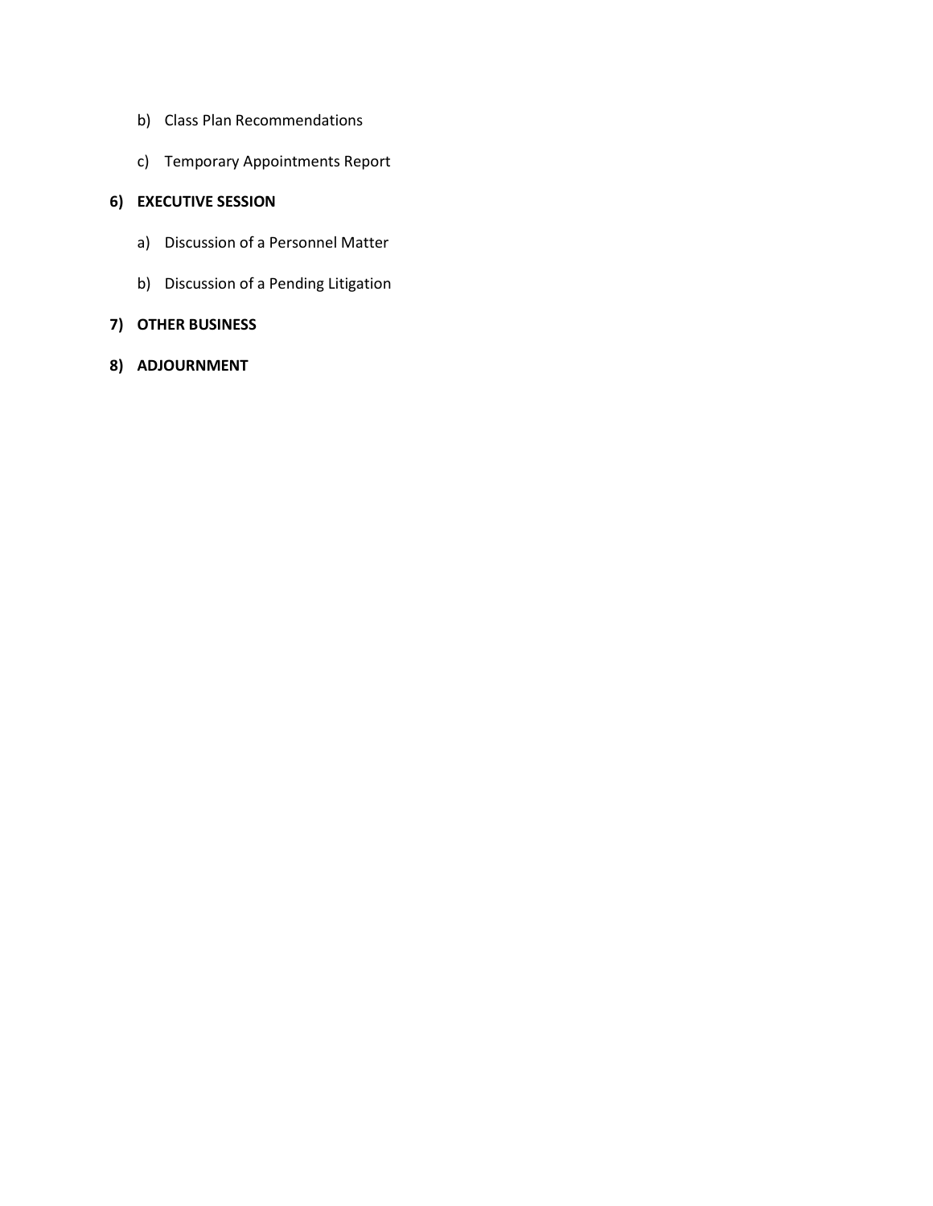b) Class Plan Recommendations

c) Temporary Appointments Report

**6) EXECUTIVE SESSION**

a) Discussion of a Personnel Matter

b) Discussion of a Pending Litigation

**7) OTHER BUSINESS**

**8) ADJOURNMENT**